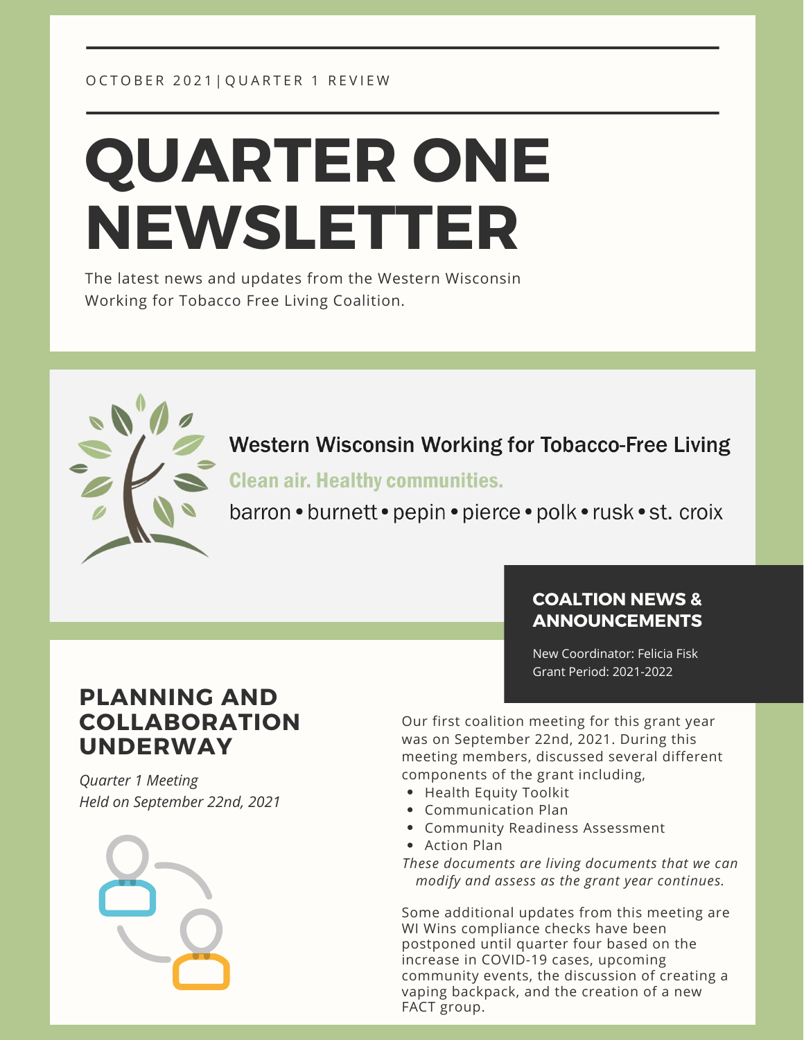OCTOBER 2021|QUARTER 1 REVIEW

# QUARTER ONE NEWSLETTER

The latest news and updates from the Western Wisconsin Working for Tobacco Free Living Coalition.

Western Wisconsin Working for Tobacco-Free Living

Clean air. Healthy communities.

barron • burnett • pepin • pierce • polk • rusk • st. croix

## COALTION NEWS & ANNOUNCEMENTS

New Coordinator: Felicia Fisk
Grant Period: 2021-2022

## PLANNING AND COLLABORATION UNDERWAY

*Quarter 1 Meeting*
*Held on September 22nd, 2021*

Our first coalition meeting for this grant year was on September 22nd, 2021. During this meeting members, discussed several different components of the grant including,

- Health Equity Toolkit
- Communication Plan
- Community Readiness Assessment
- Action Plan

*These documents are living documents that we can modify and assess as the grant year continues.*

Some additional updates from this meeting are WI Wins compliance checks have been postponed until quarter four based on the increase in COVID-19 cases, upcoming community events, the discussion of creating a vaping backpack, and the creation of a new FACT group.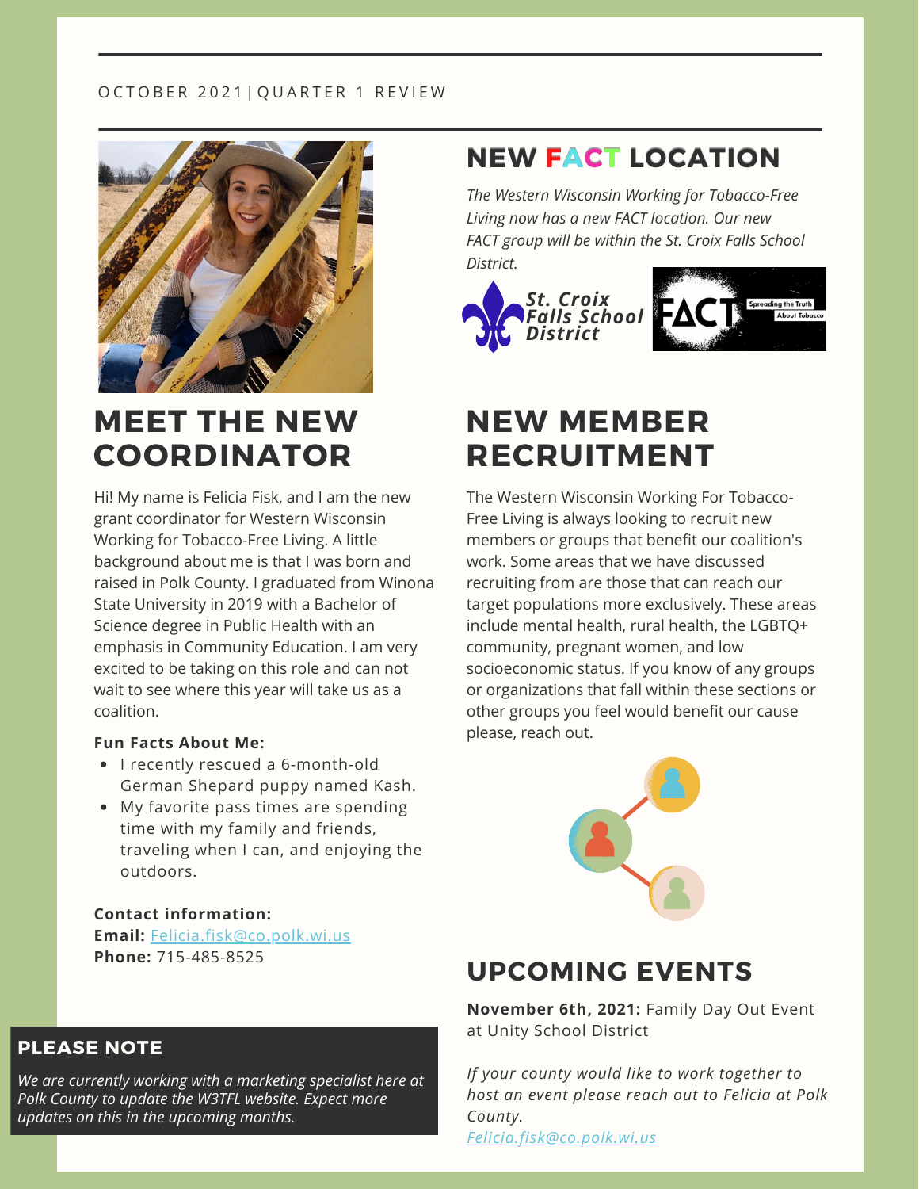OCTOBER 2021|QUARTER 1 REVIEW

## MEET THE NEW COORDINATOR

Hi! My name is Felicia Fisk, and I am the new grant coordinator for Western Wisconsin Working for Tobacco-Free Living. A little background about me is that I was born and raised in Polk County. I graduated from Winona State University in 2019 with a Bachelor of Science degree in Public Health with an emphasis in Community Education. I am very excited to be taking on this role and can not wait to see where this year will take us as a coalition.

**Fun Facts About Me:**

- I recently rescued a 6-month-old German Shepard puppy named Kash.
- My favorite pass times are spending time with my family and friends, traveling when I can, and enjoying the outdoors.

**Contact information:**
**Email:** Felicia.fisk@co.polk.wi.us
**Phone:** 715-485-8525

### PLEASE NOTE

*We are currently working with a marketing specialist here at Polk County to update the W3TFL website. Expect more updates on this in the upcoming months.*

## NEW FACT LOCATION

*The Western Wisconsin Working for Tobacco-Free Living now has a new FACT location. Our new FACT group will be within the St. Croix Falls School District.*

St. Croix Falls School District

FACT Spreading the Truth About Tobacco

## NEW MEMBER RECRUITMENT

The Western Wisconsin Working For Tobacco-Free Living is always looking to recruit new members or groups that benefit our coalition's work. Some areas that we have discussed recruiting from are those that can reach our target populations more exclusively. These areas include mental health, rural health, the LGBTQ+ community, pregnant women, and low socioeconomic status. If you know of any groups or organizations that fall within these sections or other groups you feel would benefit our cause please, reach out.

## UPCOMING EVENTS

**November 6th, 2021:** Family Day Out Event at Unity School District

*If your county would like to work together to host an event please reach out to Felicia at Polk County.*
*Felicia.fisk@co.polk.wi.us*